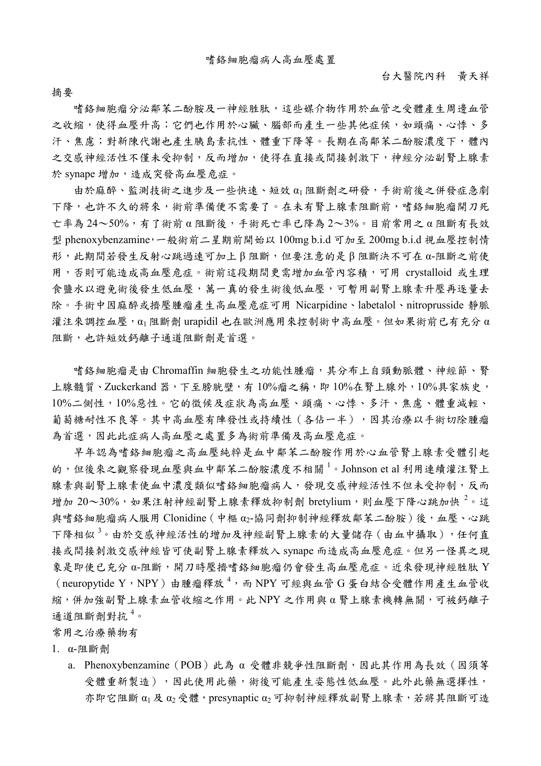# 嗜鉻細胞瘤病人高血壓處置

台大醫院內科　黃天祥

## 摘要

嗜鉻細胞瘤分泌鄰苯二酚胺及一神經胜肽，這些媒介物作用於血管之受體產生周邊血管之收縮，使得血壓升高；它們也作用於心臟、腦部而產生一些其他症候，如頭痛、心悸、多汗、焦慮；對新陳代謝也產生胰島素抗性、體重下降等。長期在高鄰苯二酚胺濃度下，體內之交感神經活性不僅未受抑制，反而增加，使得在直接或間接刺激下，神經分泌副腎上腺素於 synape 增加，造成突發高血壓危症。

由於麻醉、監測技術之進步及一些快速、短效 $\alpha_1$ 阻斷劑之研發，手術前後之併發症急劇下降，也許不久的將來，術前準備便不需要了。在未有腎上腺素阻斷前，嗜鉻細胞瘤開刀死亡率為 24～50%，有了術前 α 阻斷後，手術死亡率已降為 2～3%。目前常用之 α 阻斷有長效型 phenoxybenzamine，一般術前二星期前開始以 100mg b.i.d 可加至 200mg b.i.d 視血壓控制情形，此期間若發生反射心跳過速可加上 β 阻斷，但要注意的是 β 阻斷決不可在 α-阻斷之前使用，否則可能造成高血壓危症。術前這段期間更需增加血管內容積，可用 crystalloid 或生理食鹽水以避免術後發生低血壓，萬一真的發生術後低血壓，可暫用副腎上腺素升壓再逐量去除。手術中因麻醉或擠壓腫瘤產生高血壓危症可用 Nicarpidine、labetalol、nitroprusside 靜脈灌注來調控血壓，$\alpha_1$ 阻斷劑 urapidil 也在歐洲應用來控制術中高血壓。但如果術前已有充分 α 阻斷，也許短效鈣離子通道阻斷劑是首選。

嗜鉻細胞瘤是由 Chromaffin 細胞發生之功能性腫瘤，其分布上自頸動脈體、神經節、腎上腺髓質、Zuckerkand 器，下至膀胱壁，有 10%瘤之稱，即 10%在腎上腺外，10%具家族史，10%二側性，10%惡性。它的徵候及症狀為高血壓、頭痛、心悸、多汗、焦慮、體重減輕、葡萄糖耐性不良等。其中高血壓有陣發性或持續性（各佔一半），因其治療以手術切除腫瘤為首選，因此此症病人高血壓之處置多為術前準備及高血壓危症。

早年認為嗜鉻細胞瘤之高血壓純粹是血中鄰苯二酚胺作用於心血管腎上腺素受體引起的，但後來之觀察發現血壓與血中鄰苯二酚胺濃度不相關[1]。Johnson et al 利用連續灌注腎上腺素與副腎上腺素使血中濃度類似嗜鉻細胞瘤病人，發現交感神經活性不但未受抑制，反而增加 20～30%，如果注射神經副腎上腺素釋放抑制劑 bretylium，則血壓下降心跳加快[2]。這與嗜鉻細胞瘤病人服用 Clonidine（中樞 $\alpha_2$-協同劑抑制神經釋放鄰苯二酚胺）後，血壓、心跳下降相似[3]。由於交感神經活性的增加及神經副腎上腺素的大量儲存（由血中攝取），任何直接或間接刺激交感神經皆可使副腎上腺素釋放入 synape 而造成高血壓危症。但另一怪異之現象是即使已充分 α-阻斷，開刀時壓擠嗜鉻細胞瘤仍會發生高血壓危症。近來發現神經胜肽 Y（neuropytide Y，NPY）由腫瘤釋放[4]，而 NPY 可經與血管 G 蛋白結合受體作用產生血管收縮，併加強副腎上腺素血管收縮之作用。此 NPY 之作用與 α 腎上腺素機轉無關，可被鈣離子通道阻斷劑對抗[4]。

常用之治療藥物有

1. α-阻斷劑
   a. Phenoxybenzamine（POB）此為 α 受體非競爭性阻斷劑，因此其作用為長效（因須等受體重新製造），因此使用此藥，術後可能產生姿態性低血壓。此外此藥無選擇性，亦即它阻斷 $\alpha_1$ 及 $\alpha_2$ 受體，presynaptic $\alpha_2$ 可抑制神經釋放副腎上腺素，若將其阻斷可造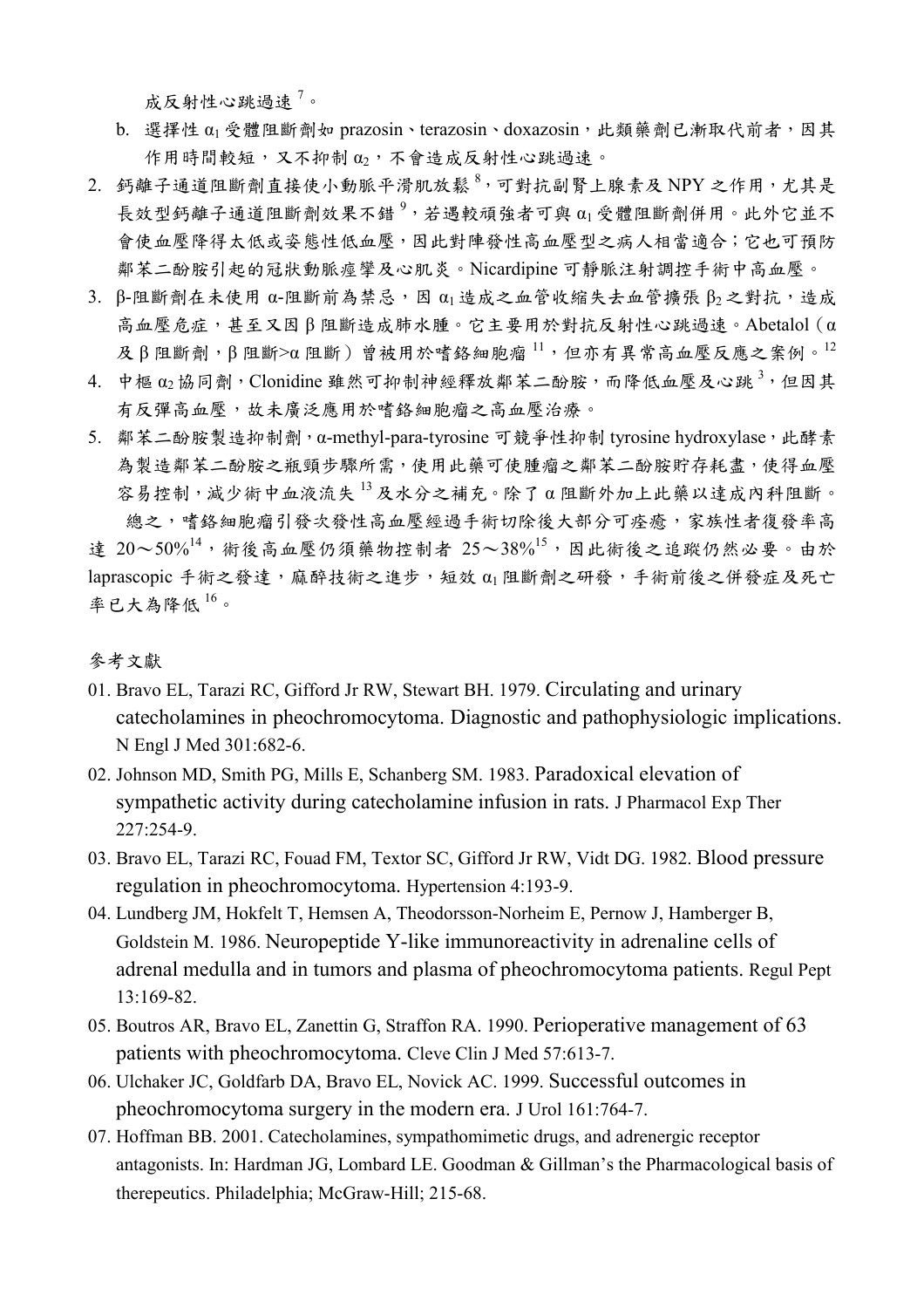成反射性心跳過速[7]。

b. 選擇性 $\alpha_1$ 受體阻斷劑如 prazosin、terazosin、doxazosin，此類藥劑已漸取代前者，因其作用時間較短，又不抑制 $\alpha_2$，不會造成反射性心跳過速。

2. 鈣離子通道阻斷劑直接使小動脈平滑肌放鬆[8]，可對抗副腎上腺素及 NPY 之作用，尤其是長效型鈣離子通道阻斷劑效果不錯[9]，若遇較頑強者可與 $\alpha_1$ 受體阻斷劑併用。此外它並不會使血壓降得太低或姿態性低血壓，因此對陣發性高血壓型之病人相當適合；它也可預防鄰苯二酚胺引起的冠狀動脈痙攣及心肌炎。Nicardipine 可靜脈注射調控手術中高血壓。
3. β-阻斷劑在未使用 α-阻斷前為禁忌，因 $\alpha_1$ 造成之血管收縮失去血管擴張 $\beta_2$ 之對抗，造成高血壓危症，甚至又因 β 阻斷造成肺水腫。它主要用於對抗反射性心跳過速。Abetalol（α 及 β 阻斷劑，β 阻斷>α 阻斷）曾被用於嗜鉻細胞瘤[11]，但亦有異常高血壓反應之案例。[12]
4. 中樞 $\alpha_2$ 協同劑，Clonidine 雖然可抑制神經釋放鄰苯二酚胺，而降低血壓及心跳[3]，但因其有反彈高血壓，故未廣泛應用於嗜鉻細胞瘤之高血壓治療。
5. 鄰苯二酚胺製造抑制劑，α-methyl-para-tyrosine 可競爭性抑制 tyrosine hydroxylase，此酵素為製造鄰苯二酚胺之瓶頸步驟所需，使用此藥可使腫瘤之鄰苯二酚胺貯存耗盡，使得血壓容易控制，減少術中血液流失[13]及水分之補充。除了 α 阻斷外加上此藥以達成內科阻斷。

總之，嗜鉻細胞瘤引發次發性高血壓經過手術切除後大部分可痊癒，家族性者復發率高達 20～50%[14]，術後高血壓仍須藥物控制者 25～38%[15]，因此術後之追蹤仍然必要。由於laprascopic 手術之發達，麻醉技術之進步，短效 $\alpha_1$ 阻斷劑之研發，手術前後之併發症及死亡率已大為降低[16]。

## 參考文獻

01. Bravo EL, Tarazi RC, Gifford Jr RW, Stewart BH. 1979. Circulating and urinary catecholamines in pheochromocytoma. Diagnostic and pathophysiologic implications. N Engl J Med 301:682-6.
02. Johnson MD, Smith PG, Mills E, Schanberg SM. 1983. Paradoxical elevation of sympathetic activity during catecholamine infusion in rats. J Pharmacol Exp Ther 227:254-9.
03. Bravo EL, Tarazi RC, Fouad FM, Textor SC, Gifford Jr RW, Vidt DG. 1982. Blood pressure regulation in pheochromocytoma. Hypertension 4:193-9.
04. Lundberg JM, Hokfelt T, Hemsen A, Theodorsson-Norheim E, Pernow J, Hamberger B, Goldstein M. 1986. Neuropeptide Y-like immunoreactivity in adrenaline cells of adrenal medulla and in tumors and plasma of pheochromocytoma patients. Regul Pept 13:169-82.
05. Boutros AR, Bravo EL, Zanettin G, Straffon RA. 1990. Perioperative management of 63 patients with pheochromocytoma. Cleve Clin J Med 57:613-7.
06. Ulchaker JC, Goldfarb DA, Bravo EL, Novick AC. 1999. Successful outcomes in pheochromocytoma surgery in the modern era. J Urol 161:764-7.
07. Hoffman BB. 2001. Catecholamines, sympathomimetic drugs, and adrenergic receptor antagonists. In: Hardman JG, Lombard LE. Goodman & Gillman's the Pharmacological basis of therepeutics. Philadelphia; McGraw-Hill; 215-68.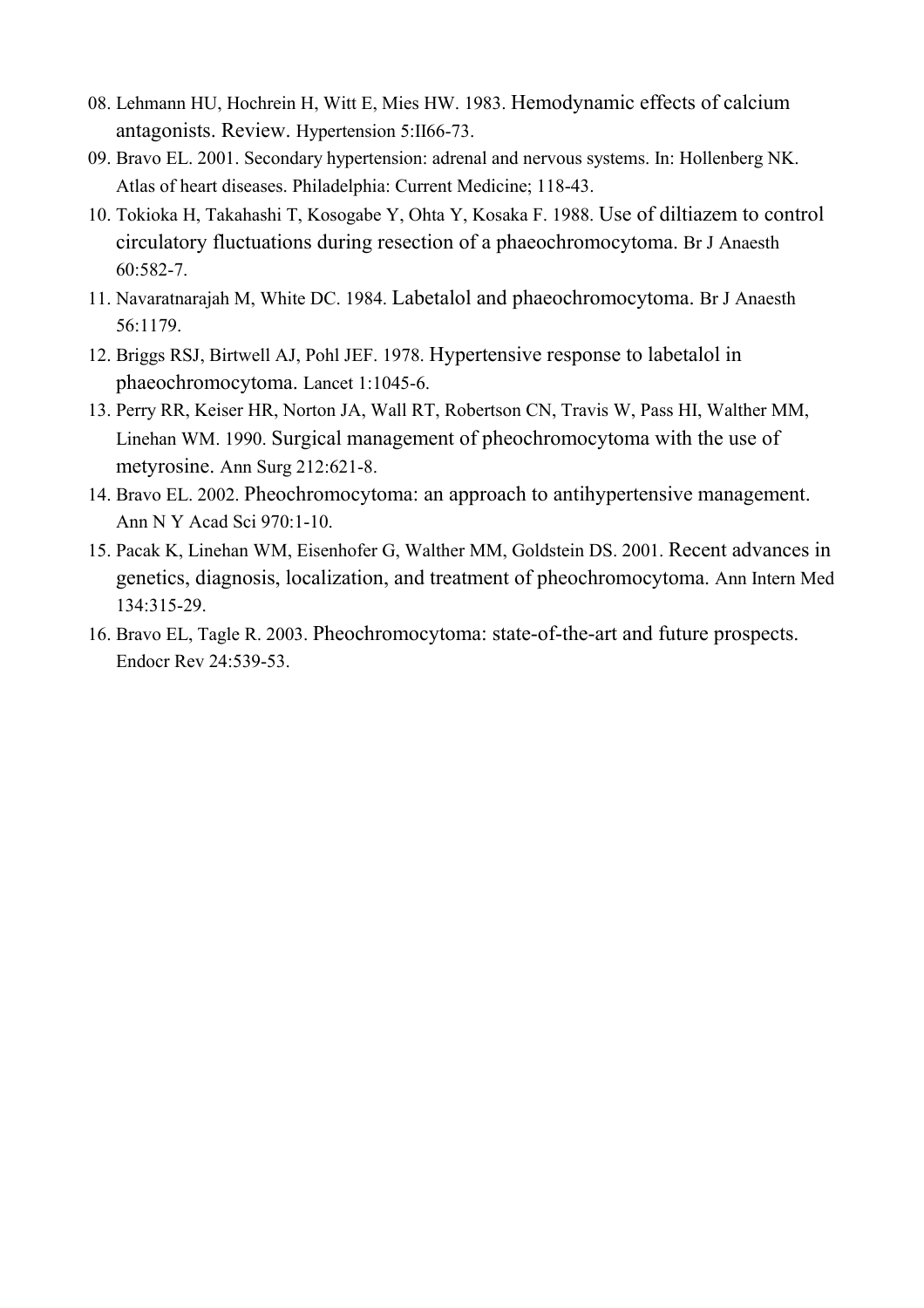08. Lehmann HU, Hochrein H, Witt E, Mies HW. 1983. Hemodynamic effects of calcium antagonists. Review. Hypertension 5:II66-73.
09. Bravo EL. 2001. Secondary hypertension: adrenal and nervous systems. In: Hollenberg NK. Atlas of heart diseases. Philadelphia: Current Medicine; 118-43.
10. Tokioka H, Takahashi T, Kosogabe Y, Ohta Y, Kosaka F. 1988. Use of diltiazem to control circulatory fluctuations during resection of a phaeochromocytoma. Br J Anaesth 60:582-7.
11. Navaratnarajah M, White DC. 1984. Labetalol and phaeochromocytoma. Br J Anaesth 56:1179.
12. Briggs RSJ, Birtwell AJ, Pohl JEF. 1978. Hypertensive response to labetalol in phaeochromocytoma. Lancet 1:1045-6.
13. Perry RR, Keiser HR, Norton JA, Wall RT, Robertson CN, Travis W, Pass HI, Walther MM, Linehan WM. 1990. Surgical management of pheochromocytoma with the use of metyrosine. Ann Surg 212:621-8.
14. Bravo EL. 2002. Pheochromocytoma: an approach to antihypertensive management. Ann N Y Acad Sci 970:1-10.
15. Pacak K, Linehan WM, Eisenhofer G, Walther MM, Goldstein DS. 2001. Recent advances in genetics, diagnosis, localization, and treatment of pheochromocytoma. Ann Intern Med 134:315-29.
16. Bravo EL, Tagle R. 2003. Pheochromocytoma: state-of-the-art and future prospects. Endocr Rev 24:539-53.